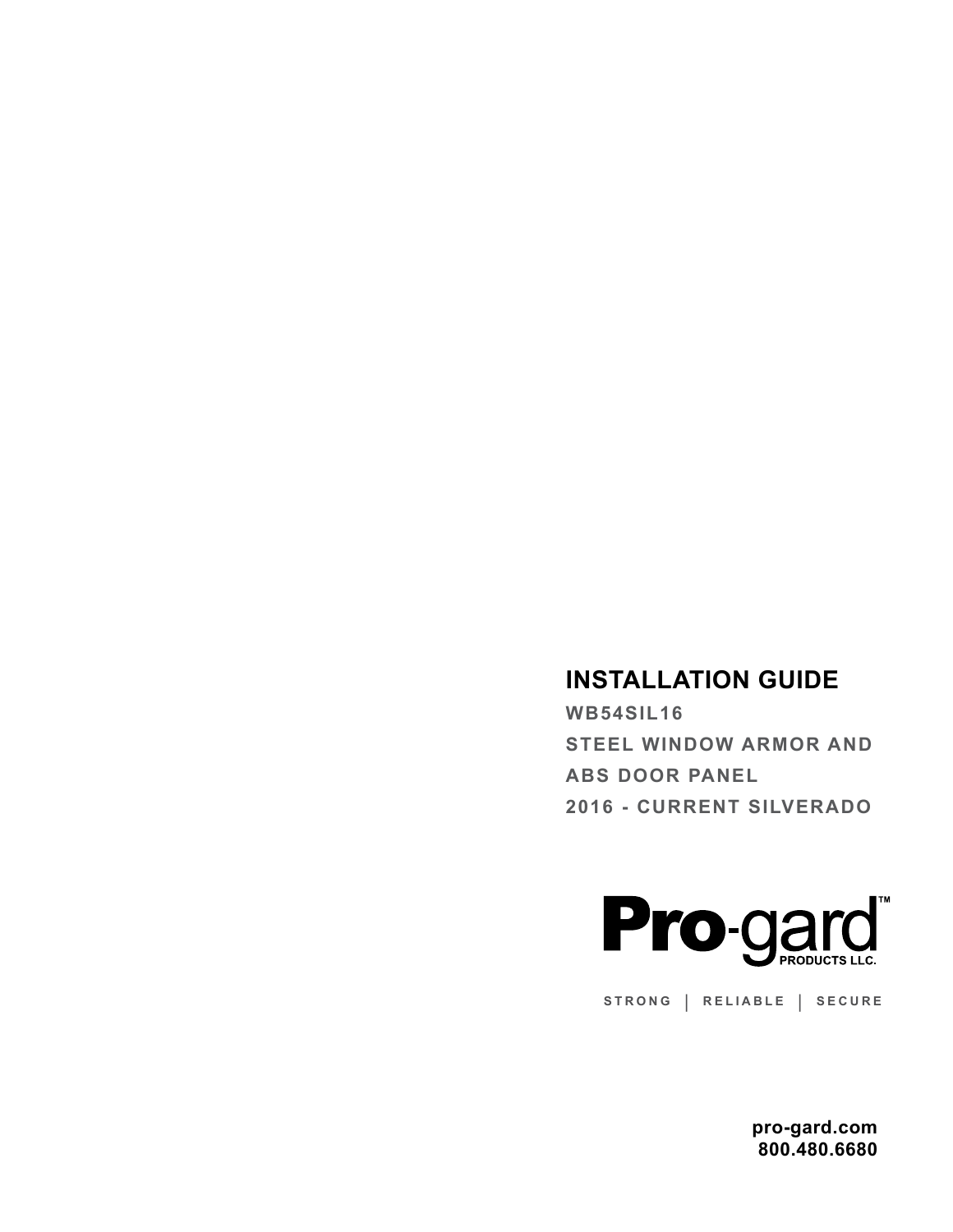# INSTALLATION GUIDE

**WB54SIL16**

**STEEL WINDOW ARMOR AND ABS DOOR PANEL**

**2016 - CURRENT SILVERADO**

**Pro-gard™ PRODUCTS LLC.**

STRONG | RELIABLE | SECURE

**pro-gard.com**
**800.480.6680**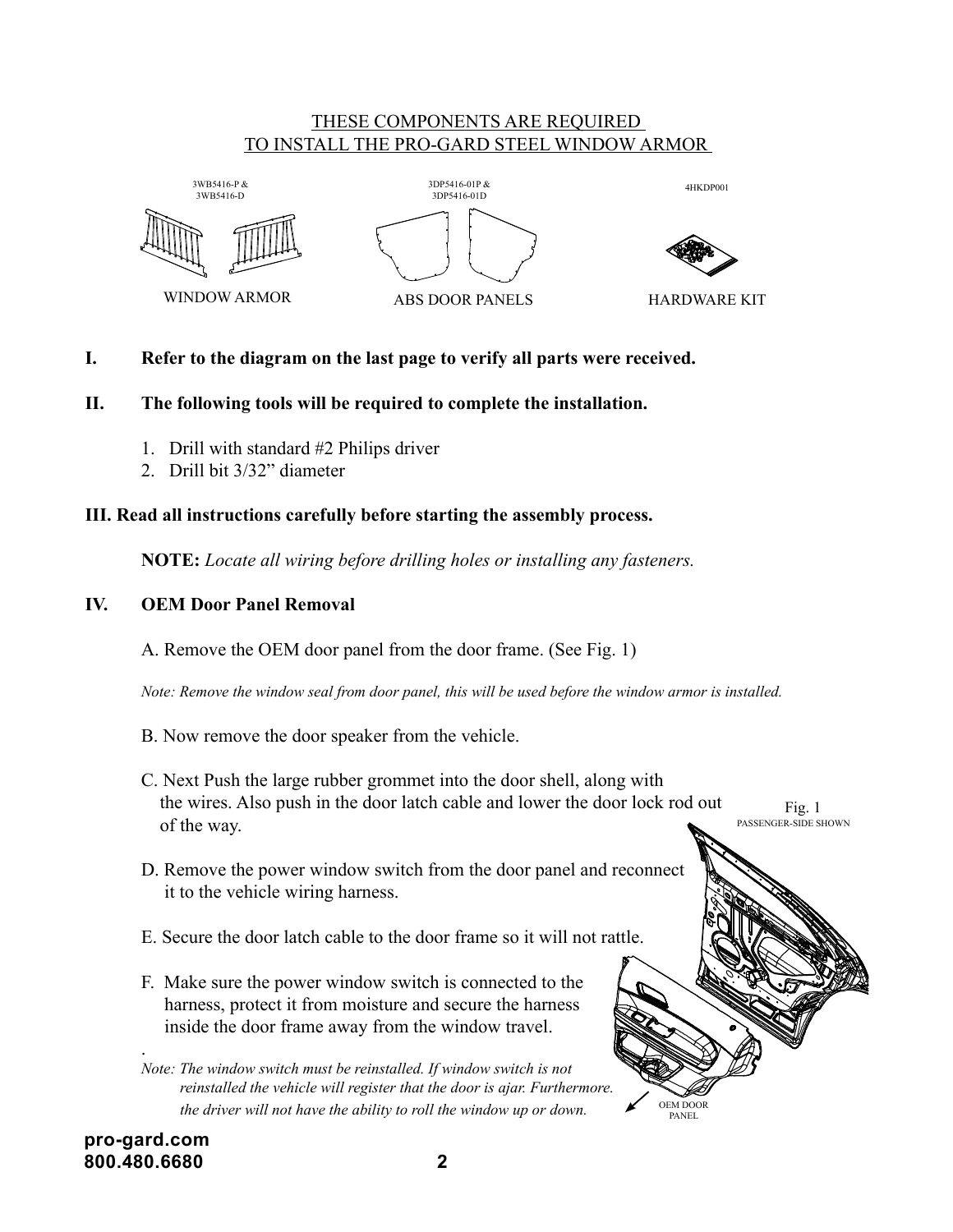## THESE COMPONENTS ARE REQUIRED TO INSTALL THE PRO-GARD STEEL WINDOW ARMOR

3WB5416-P & 3WB5416-D

WINDOW ARMOR

3DP5416-01P & 3DP5416-01D

ABS DOOR PANELS

4HKDP001

HARDWARE KIT

**I. Refer to the diagram on the last page to verify all parts were received.**

**II. The following tools will be required to complete the installation.**

1. Drill with standard #2 Philips driver
2. Drill bit 3/32" diameter

**III. Read all instructions carefully before starting the assembly process.**

**NOTE:** *Locate all wiring before drilling holes or installing any fasteners.*

**IV. OEM Door Panel Removal**

A. Remove the OEM door panel from the door frame. (See Fig. 1)

*Note: Remove the window seal from door panel, this will be used before the window armor is installed.*

B. Now remove the door speaker from the vehicle.

C. Next Push the large rubber grommet into the door shell, along with the wires. Also push in the door latch cable and lower the door lock rod out of the way.

D. Remove the power window switch from the door panel and reconnect it to the vehicle wiring harness.

E. Secure the door latch cable to the door frame so it will not rattle.

F. Make sure the power window switch is connected to the harness, protect it from moisture and secure the harness inside the door frame away from the window travel.

*Note: The window switch must be reinstalled. If window switch is not reinstalled the vehicle will register that the door is ajar. Furthermore. the driver will not have the ability to roll the window up or down.*

Fig. 1
PASSENGER-SIDE SHOWN

OEM DOOR PANEL

**pro-gard.com**
**800.480.6680**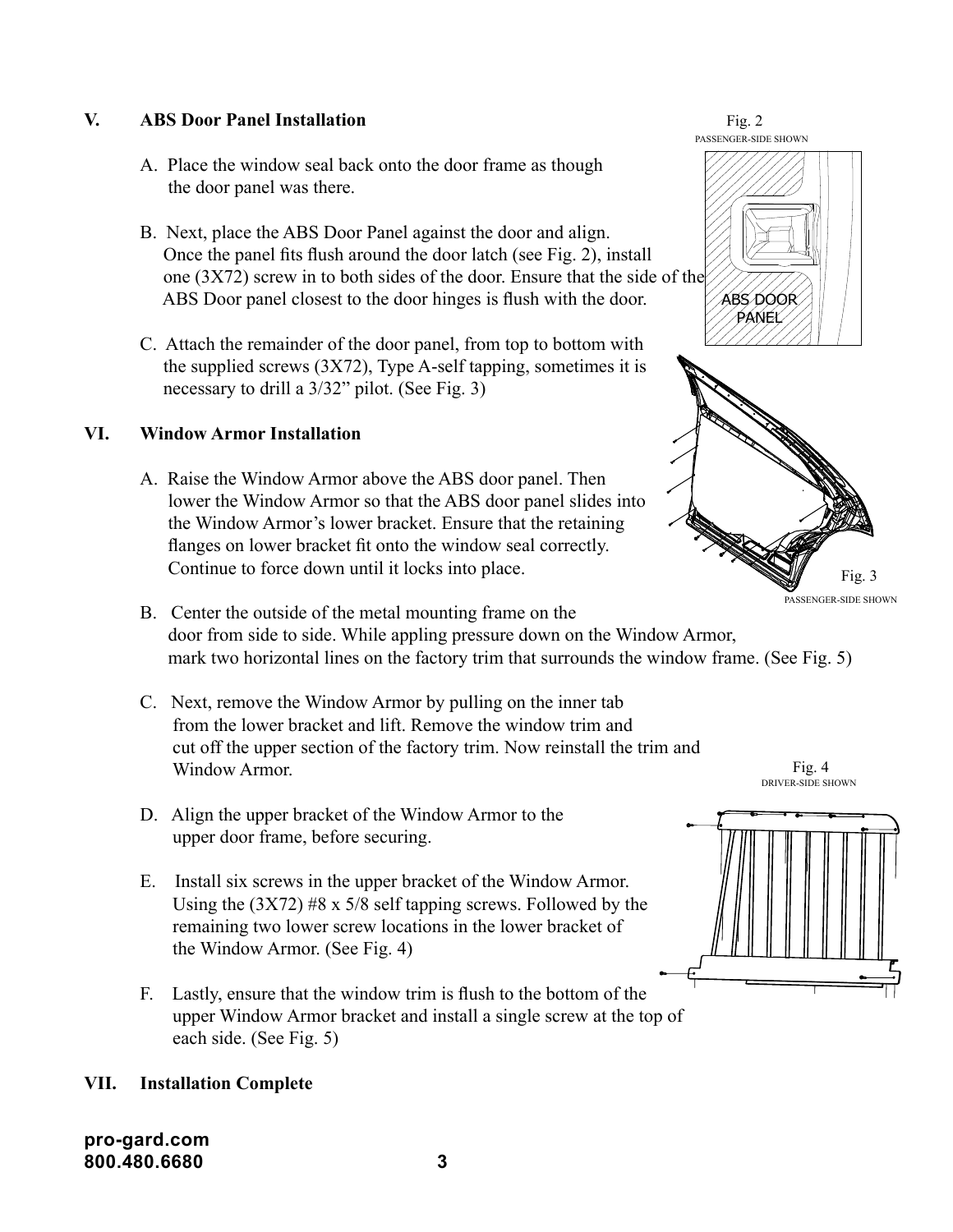## V. ABS Door Panel Installation

A. Place the window seal back onto the door frame as though the door panel was there.

B. Next, place the ABS Door Panel against the door and align. Once the panel fits flush around the door latch (see Fig. 2), install one (3X72) screw in to both sides of the door. Ensure that the side of the ABS Door panel closest to the door hinges is flush with the door.

C. Attach the remainder of the door panel, from top to bottom with the supplied screws (3X72), Type A-self tapping, sometimes it is necessary to drill a 3/32" pilot. (See Fig. 3)

Fig. 2
PASSENGER-SIDE SHOWN

ABS DOOR PANEL

Fig. 3
PASSENGER-SIDE SHOWN

## VI. Window Armor Installation

A. Raise the Window Armor above the ABS door panel. Then lower the Window Armor so that the ABS door panel slides into the Window Armor's lower bracket. Ensure that the retaining flanges on lower bracket fit onto the window seal correctly. Continue to force down until it locks into place.

B. Center the outside of the metal mounting frame on the door from side to side. While appling pressure down on the Window Armor, mark two horizontal lines on the factory trim that surrounds the window frame. (See Fig. 5)

C. Next, remove the Window Armor by pulling on the inner tab from the lower bracket and lift. Remove the window trim and cut off the upper section of the factory trim. Now reinstall the trim and Window Armor.

D. Align the upper bracket of the Window Armor to the upper door frame, before securing.

E. Install six screws in the upper bracket of the Window Armor. Using the (3X72) #8 x 5/8 self tapping screws. Followed by the remaining two lower screw locations in the lower bracket of the Window Armor. (See Fig. 4)

F. Lastly, ensure that the window trim is flush to the bottom of the upper Window Armor bracket and install a single screw at the top of each side. (See Fig. 5)

Fig. 4
DRIVER-SIDE SHOWN

## VII. Installation Complete

**pro-gard.com**
**800.480.6680**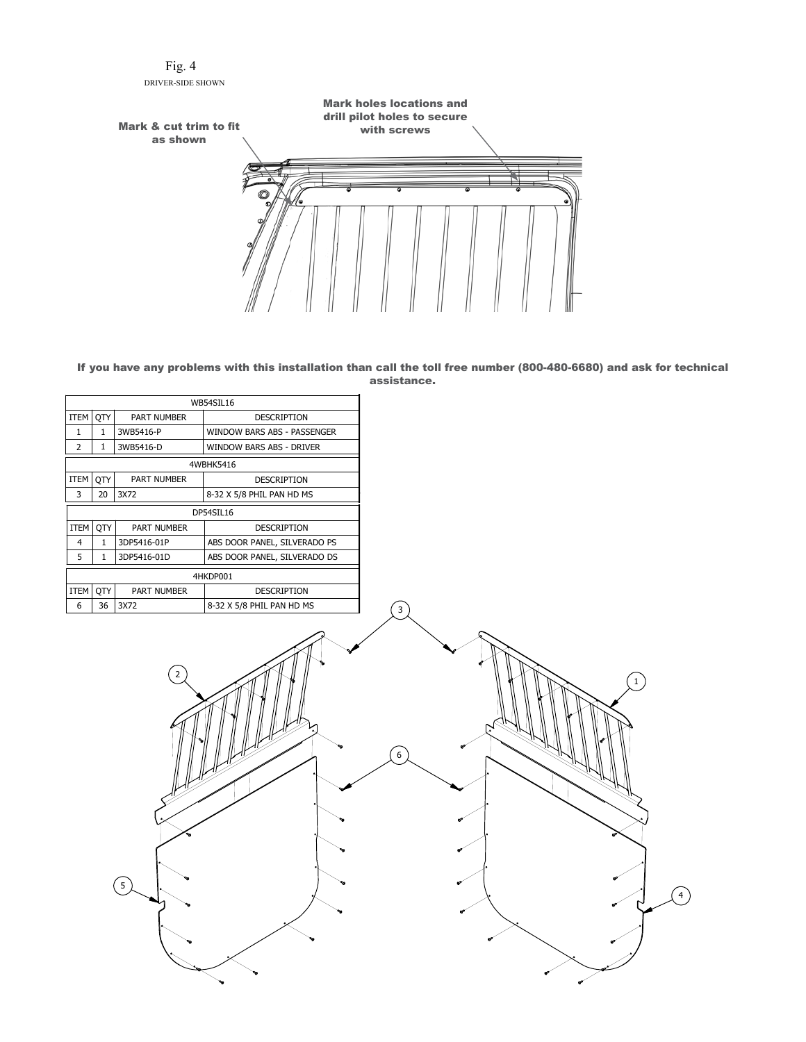Fig. 4

DRIVER-SIDE SHOWN

Mark & cut trim to fit as shown

Mark holes locations and drill pilot holes to secure with screws

**If you have any problems with this installation than call the toll free number (800-480-6680) and ask for technical assistance.**

| WB54SIL16 | | | |
|---|---|---|---|
| ITEM | QTY | PART NUMBER | DESCRIPTION |
| 1 | 1 | 3WB5416-P | WINDOW BARS ABS - PASSENGER |
| 2 | 1 | 3WB5416-D | WINDOW BARS ABS - DRIVER |

| 4WBHK5416 | | | |
|---|---|---|---|
| ITEM | QTY | PART NUMBER | DESCRIPTION |
| 3 | 20 | 3X72 | 8-32 X 5/8 PHIL PAN HD MS |

| DP54SIL16 | | | |
|---|---|---|---|
| ITEM | QTY | PART NUMBER | DESCRIPTION |
| 4 | 1 | 3DP5416-01P | ABS DOOR PANEL, SILVERADO PS |
| 5 | 1 | 3DP5416-01D | ABS DOOR PANEL, SILVERADO DS |

| 4HKDP001 | | | |
|---|---|---|---|
| ITEM | QTY | PART NUMBER | DESCRIPTION |
| 6 | 36 | 3X72 | 8-32 X 5/8 PHIL PAN HD MS |

3

2

1

6

5

4